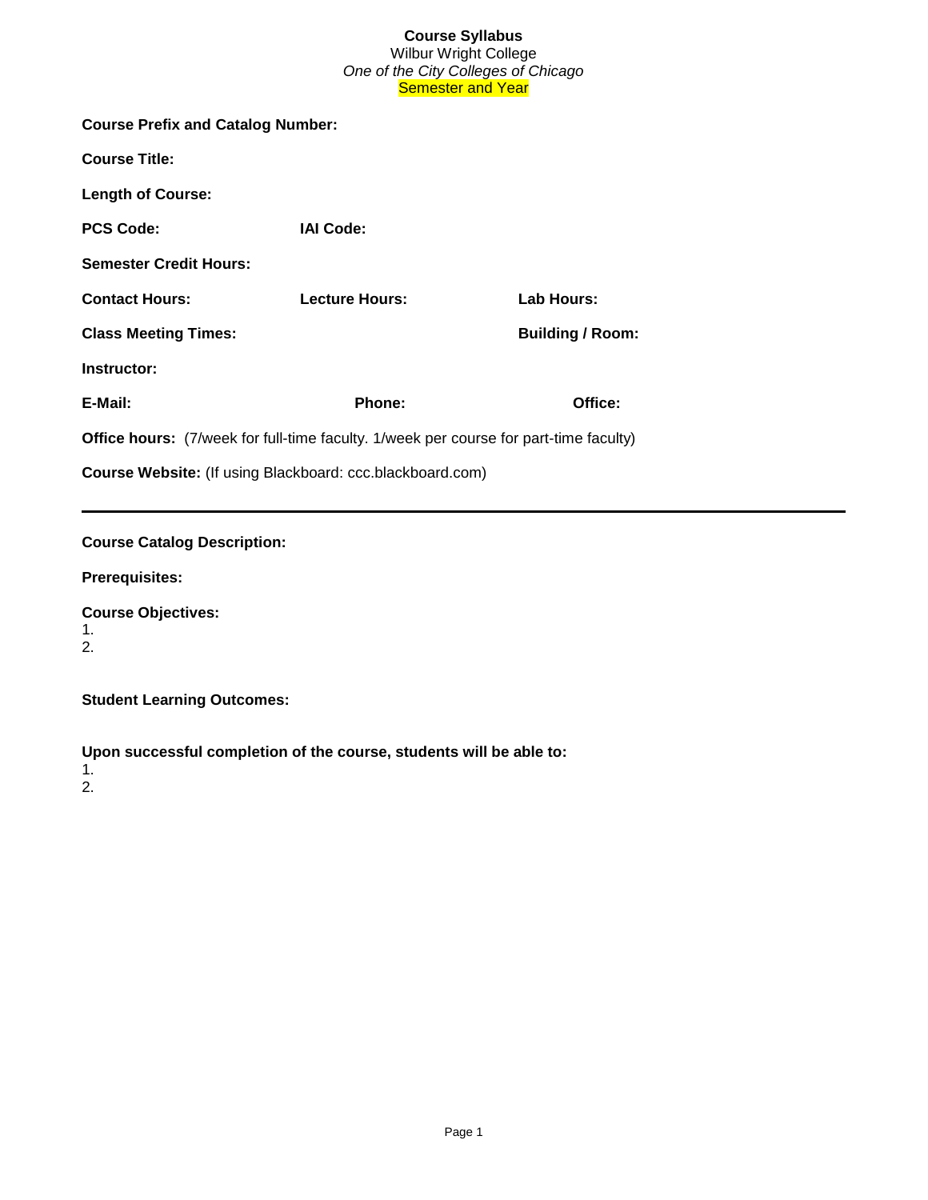**Course Syllabus**
Wilbur Wright College
*One of the City Colleges of Chicago*
Semester and Year

**Course Prefix and Catalog Number:**

**Course Title:**

**Length of Course:**

**PCS Code:** **IAI Code:**

**Semester Credit Hours:**

**Contact Hours:** **Lecture Hours:** **Lab Hours:**

**Class Meeting Times:** **Building / Room:**

**Instructor:**

**E-Mail:** **Phone:** **Office:**

**Office hours:** (7/week for full-time faculty. 1/week per course for part-time faculty)

**Course Website:** (If using Blackboard: ccc.blackboard.com)

---

**Course Catalog Description:**

**Prerequisites:**

**Course Objectives:**
1.
2.

**Student Learning Outcomes:**

**Upon successful completion of the course, students will be able to:**
1.
2.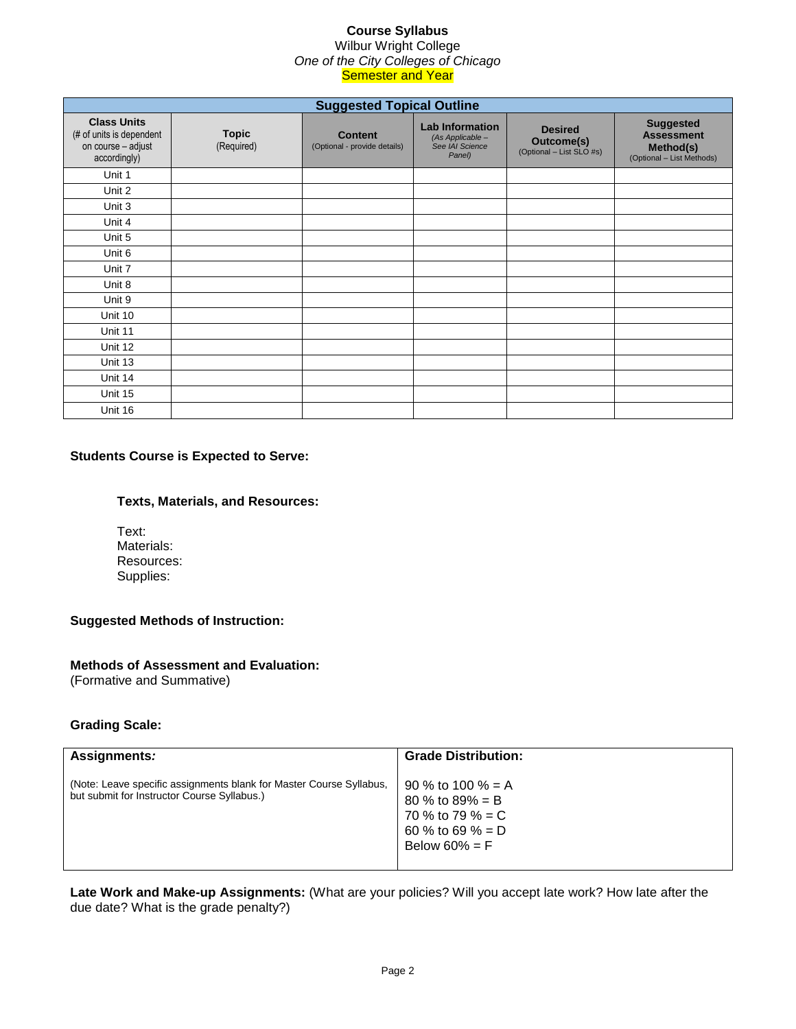**Course Syllabus**
Wilbur Wright College
*One of the City Colleges of Chicago*
Semester and Year

| Suggested Topical Outline | | | | | |
|---|---|---|---|---|---|
| **Class Units** (# of units is dependent on course – adjust accordingly) | **Topic** (Required) | **Content** (Optional - provide details) | **Lab Information** *(As Applicable – See IAI Science Panel)* | **Desired Outcome(s)** (Optional – List SLO #s) | **Suggested Assessment Method(s)** (Optional – List Methods) |
| Unit 1 | | | | | |
| Unit 2 | | | | | |
| Unit 3 | | | | | |
| Unit 4 | | | | | |
| Unit 5 | | | | | |
| Unit 6 | | | | | |
| Unit 7 | | | | | |
| Unit 8 | | | | | |
| Unit 9 | | | | | |
| Unit 10 | | | | | |
| Unit 11 | | | | | |
| Unit 12 | | | | | |
| Unit 13 | | | | | |
| Unit 14 | | | | | |
| Unit 15 | | | | | |
| Unit 16 | | | | | |

**Students Course is Expected to Serve:**

**Texts, Materials, and Resources:**

Text:
Materials:
Resources:
Supplies:

**Suggested Methods of Instruction:**

**Methods of Assessment and Evaluation:**
(Formative and Summative)

**Grading Scale:**

| **Assignments:** | **Grade Distribution:** |
|---|---|
| (Note: Leave specific assignments blank for Master Course Syllabus, but submit for Instructor Course Syllabus.) | 90 % to 100 % = A<br>80 % to 89% = B<br>70 % to 79 % = C<br>60 % to 69 % = D<br>Below 60% = F |

**Late Work and Make-up Assignments:** (What are your policies? Will you accept late work? How late after the due date? What is the grade penalty?)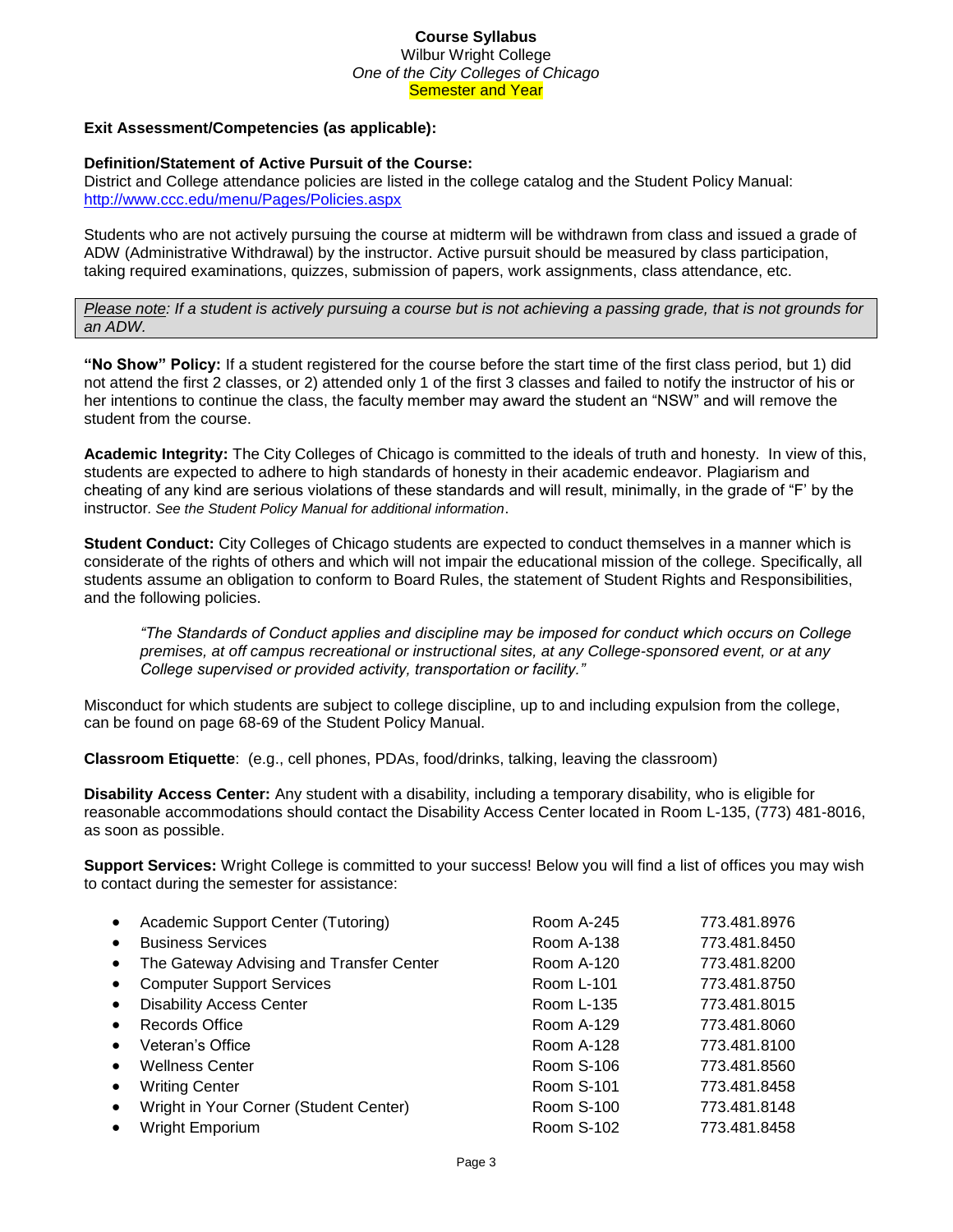**Course Syllabus**
Wilbur Wright College
*One of the City Colleges of Chicago*
Semester and Year

**Exit Assessment/Competencies (as applicable):**

**Definition/Statement of Active Pursuit of the Course:**
District and College attendance policies are listed in the college catalog and the Student Policy Manual: [http://www.ccc.edu/menu/Pages/Policies.aspx](http://www.ccc.edu/menu/Pages/Policies.aspx)

Students who are not actively pursuing the course at midterm will be withdrawn from class and issued a grade of ADW (Administrative Withdrawal) by the instructor. Active pursuit should be measured by class participation, taking required examinations, quizzes, submission of papers, work assignments, class attendance, etc.

*Please note: If a student is actively pursuing a course but is not achieving a passing grade, that is not grounds for an ADW.*

**"No Show" Policy:** If a student registered for the course before the start time of the first class period, but 1) did not attend the first 2 classes, or 2) attended only 1 of the first 3 classes and failed to notify the instructor of his or her intentions to continue the class, the faculty member may award the student an "NSW" and will remove the student from the course.

**Academic Integrity:** The City Colleges of Chicago is committed to the ideals of truth and honesty. In view of this, students are expected to adhere to high standards of honesty in their academic endeavor. Plagiarism and cheating of any kind are serious violations of these standards and will result, minimally, in the grade of "F' by the instructor. *See the Student Policy Manual for additional information*.

**Student Conduct:** City Colleges of Chicago students are expected to conduct themselves in a manner which is considerate of the rights of others and which will not impair the educational mission of the college. Specifically, all students assume an obligation to conform to Board Rules, the statement of Student Rights and Responsibilities, and the following policies.

> *"The Standards of Conduct applies and discipline may be imposed for conduct which occurs on College premises, at off campus recreational or instructional sites, at any College-sponsored event, or at any College supervised or provided activity, transportation or facility."*

Misconduct for which students are subject to college discipline, up to and including expulsion from the college, can be found on page 68-69 of the Student Policy Manual.

**Classroom Etiquette**: (e.g., cell phones, PDAs, food/drinks, talking, leaving the classroom)

**Disability Access Center:** Any student with a disability, including a temporary disability, who is eligible for reasonable accommodations should contact the Disability Access Center located in Room L-135, (773) 481-8016, as soon as possible.

**Support Services:** Wright College is committed to your success! Below you will find a list of offices you may wish to contact during the semester for assistance:

| | | |
|---|---|---|
| • Academic Support Center (Tutoring) | Room A-245 | 773.481.8976 |
| • Business Services | Room A-138 | 773.481.8450 |
| • The Gateway Advising and Transfer Center | Room A-120 | 773.481.8200 |
| • Computer Support Services | Room L-101 | 773.481.8750 |
| • Disability Access Center | Room L-135 | 773.481.8015 |
| • Records Office | Room A-129 | 773.481.8060 |
| • Veteran's Office | Room A-128 | 773.481.8100 |
| • Wellness Center | Room S-106 | 773.481.8560 |
| • Writing Center | Room S-101 | 773.481.8458 |
| • Wright in Your Corner (Student Center) | Room S-100 | 773.481.8148 |
| • Wright Emporium | Room S-102 | 773.481.8458 |